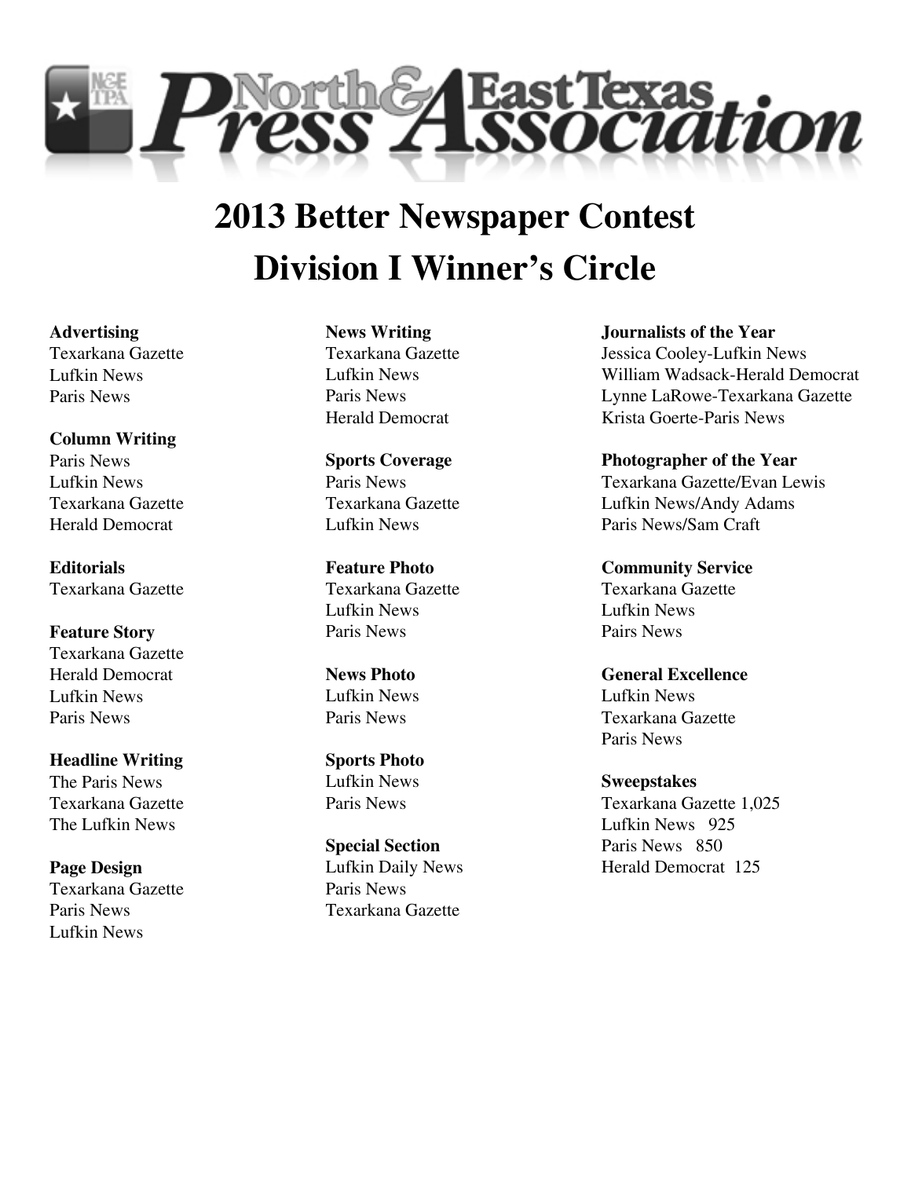# North & East Texas Press Association

## 2013 Better Newspaper Contest

## Division I Winner's Circle

**Advertising**
Texarkana Gazette
Lufkin News
Paris News

**Column Writing**
Paris News
Lufkin News
Texarkana Gazette
Herald Democrat

**Editorials**
Texarkana Gazette

**Feature Story**
Texarkana Gazette
Herald Democrat
Lufkin News
Paris News

**Headline Writing**
The Paris News
Texarkana Gazette
The Lufkin News

**Page Design**
Texarkana Gazette
Paris News
Lufkin News

**News Writing**
Texarkana Gazette
Lufkin News
Paris News
Herald Democrat

**Sports Coverage**
Paris News
Texarkana Gazette
Lufkin News

**Feature Photo**
Texarkana Gazette
Lufkin News
Paris News

**News Photo**
Lufkin News
Paris News

**Sports Photo**
Lufkin News
Paris News

**Special Section**
Lufkin Daily News
Paris News
Texarkana Gazette

**Journalists of the Year**
Jessica Cooley-Lufkin News
William Wadsack-Herald Democrat
Lynne LaRowe-Texarkana Gazette
Krista Goerte-Paris News

**Photographer of the Year**
Texarkana Gazette/Evan Lewis
Lufkin News/Andy Adams
Paris News/Sam Craft

**Community Service**
Texarkana Gazette
Lufkin News
Pairs News

**General Excellence**
Lufkin News
Texarkana Gazette
Paris News

**Sweepstakes**
Texarkana Gazette 1,025
Lufkin News 925
Paris News 850
Herald Democrat 125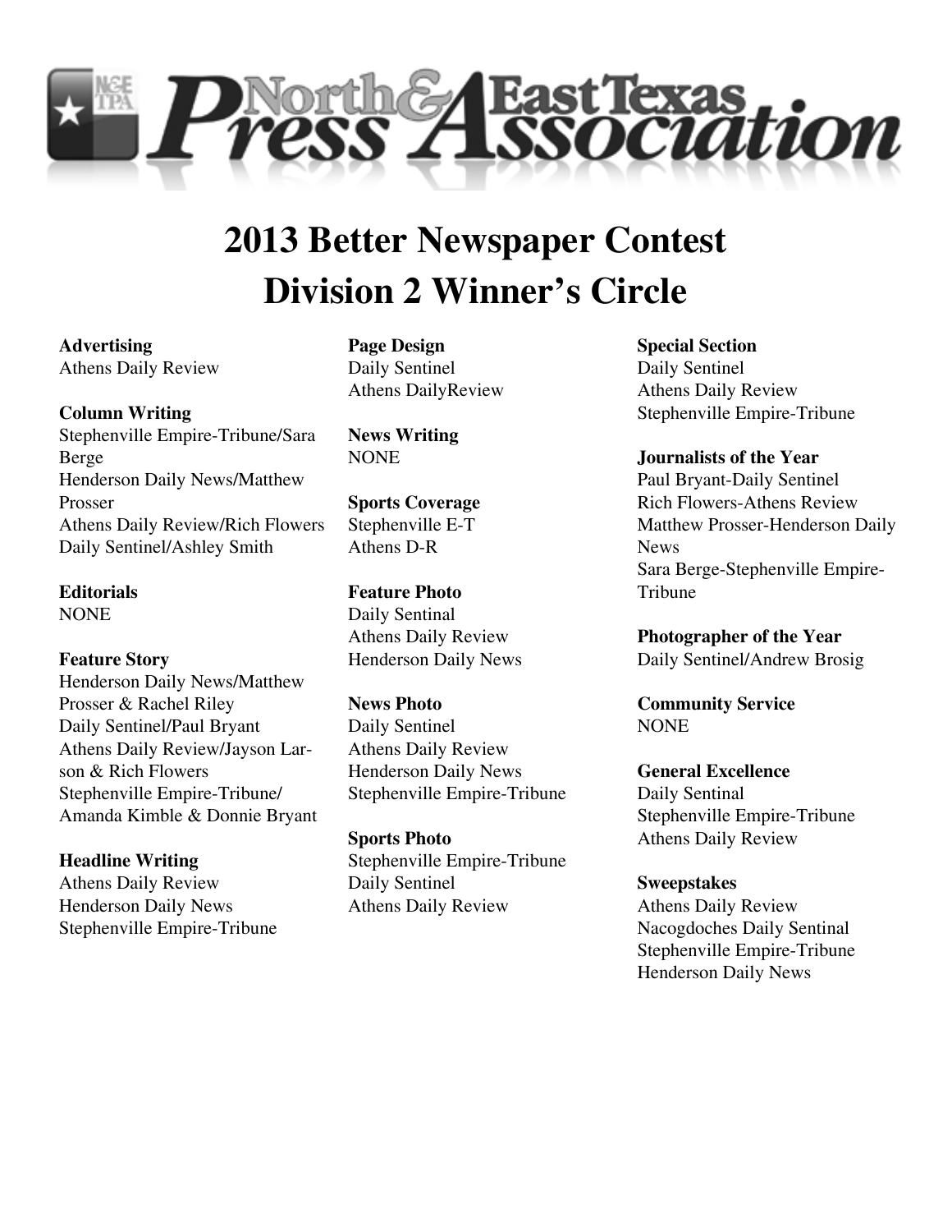# North & East Texas Press Association

## 2013 Better Newspaper Contest
## Division 2 Winner's Circle

**Advertising**
Athens Daily Review

**Column Writing**
Stephenville Empire-Tribune/Sara Berge
Henderson Daily News/Matthew Prosser
Athens Daily Review/Rich Flowers
Daily Sentinel/Ashley Smith

**Editorials**
NONE

**Feature Story**
Henderson Daily News/Matthew Prosser & Rachel Riley
Daily Sentinel/Paul Bryant
Athens Daily Review/Jayson Larson & Rich Flowers
Stephenville Empire-Tribune/Amanda Kimble & Donnie Bryant

**Headline Writing**
Athens Daily Review
Henderson Daily News
Stephenville Empire-Tribune

**Page Design**
Daily Sentinel
Athens DailyReview

**News Writing**
NONE

**Sports Coverage**
Stephenville E-T
Athens D-R

**Feature Photo**
Daily Sentinal
Athens Daily Review
Henderson Daily News

**News Photo**
Daily Sentinel
Athens Daily Review
Henderson Daily News
Stephenville Empire-Tribune

**Sports Photo**
Stephenville Empire-Tribune
Daily Sentinel
Athens Daily Review

**Special Section**
Daily Sentinel
Athens Daily Review
Stephenville Empire-Tribune

**Journalists of the Year**
Paul Bryant-Daily Sentinel
Rich Flowers-Athens Review
Matthew Prosser-Henderson Daily News
Sara Berge-Stephenville Empire-Tribune

**Photographer of the Year**
Daily Sentinel/Andrew Brosig

**Community Service**
NONE

**General Excellence**
Daily Sentinal
Stephenville Empire-Tribune
Athens Daily Review

**Sweepstakes**
Athens Daily Review
Nacogdoches Daily Sentinal
Stephenville Empire-Tribune
Henderson Daily News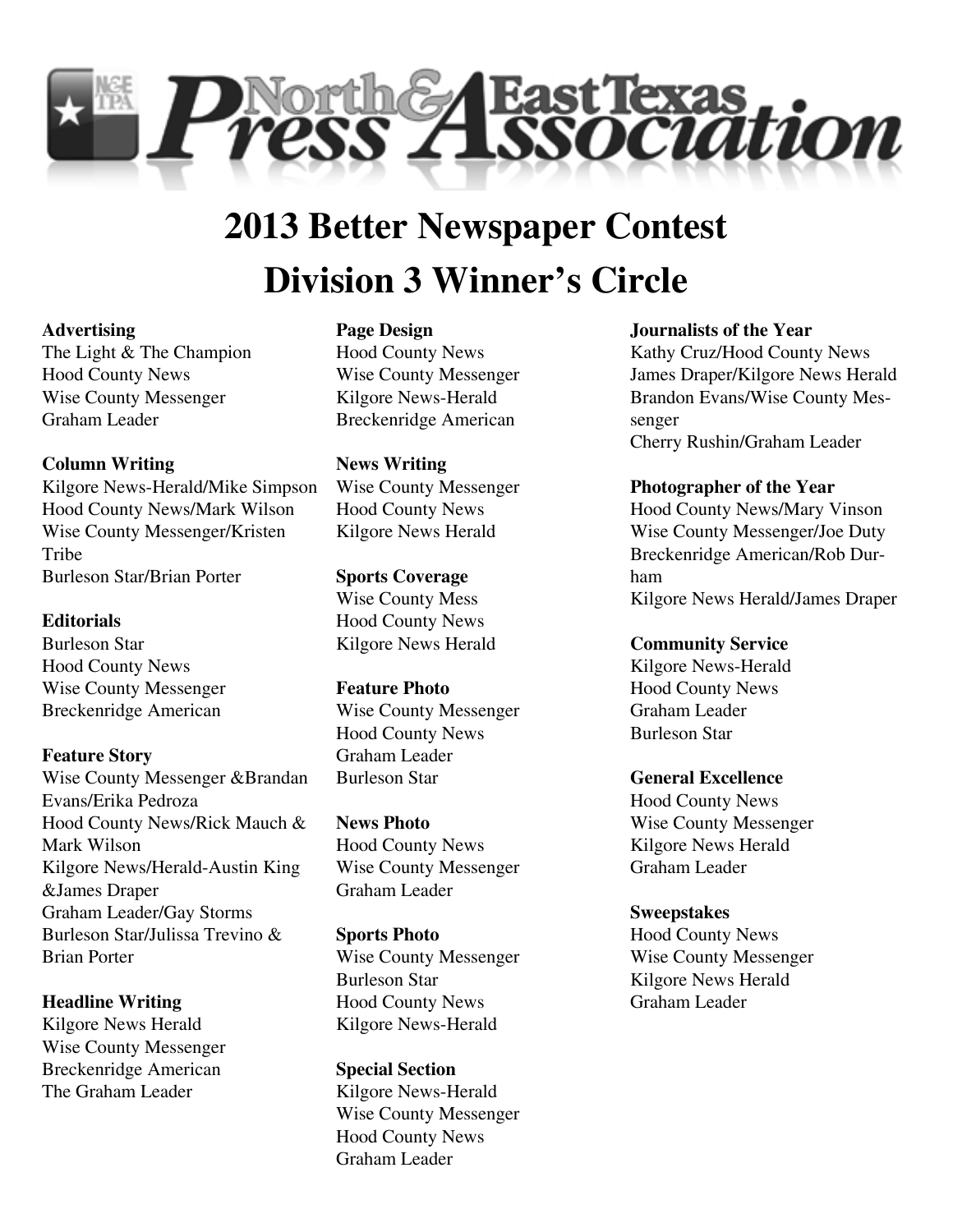# 2013 Better Newspaper Contest

# Division 3 Winner's Circle

**Advertising**
The Light & The Champion
Hood County News
Wise County Messenger
Graham Leader

**Column Writing**
Kilgore News-Herald/Mike Simpson
Hood County News/Mark Wilson
Wise County Messenger/Kristen Tribe
Burleson Star/Brian Porter

**Editorials**
Burleson Star
Hood County News
Wise County Messenger
Breckenridge American

**Feature Story**
Wise County Messenger &Brandan Evans/Erika Pedroza
Hood County News/Rick Mauch & Mark Wilson
Kilgore News/Herald-Austin King &James Draper
Graham Leader/Gay Storms
Burleson Star/Julissa Trevino & Brian Porter

**Headline Writing**
Kilgore News Herald
Wise County Messenger
Breckenridge American
The Graham Leader

**Page Design**
Hood County News
Wise County Messenger
Kilgore News-Herald
Breckenridge American

**News Writing**
Wise County Messenger
Hood County News
Kilgore News Herald

**Sports Coverage**
Wise County Mess
Hood County News
Kilgore News Herald

**Feature Photo**
Wise County Messenger
Hood County News
Graham Leader
Burleson Star

**News Photo**
Hood County News
Wise County Messenger
Graham Leader

**Sports Photo**
Wise County Messenger
Burleson Star
Hood County News
Kilgore News-Herald

**Special Section**
Kilgore News-Herald
Wise County Messenger
Hood County News
Graham Leader

**Journalists of the Year**
Kathy Cruz/Hood County News
James Draper/Kilgore News Herald
Brandon Evans/Wise County Messenger
Cherry Rushin/Graham Leader

**Photographer of the Year**
Hood County News/Mary Vinson
Wise County Messenger/Joe Duty
Breckenridge American/Rob Durham
Kilgore News Herald/James Draper

**Community Service**
Kilgore News-Herald
Hood County News
Graham Leader
Burleson Star

**General Excellence**
Hood County News
Wise County Messenger
Kilgore News Herald
Graham Leader

**Sweepstakes**
Hood County News
Wise County Messenger
Kilgore News Herald
Graham Leader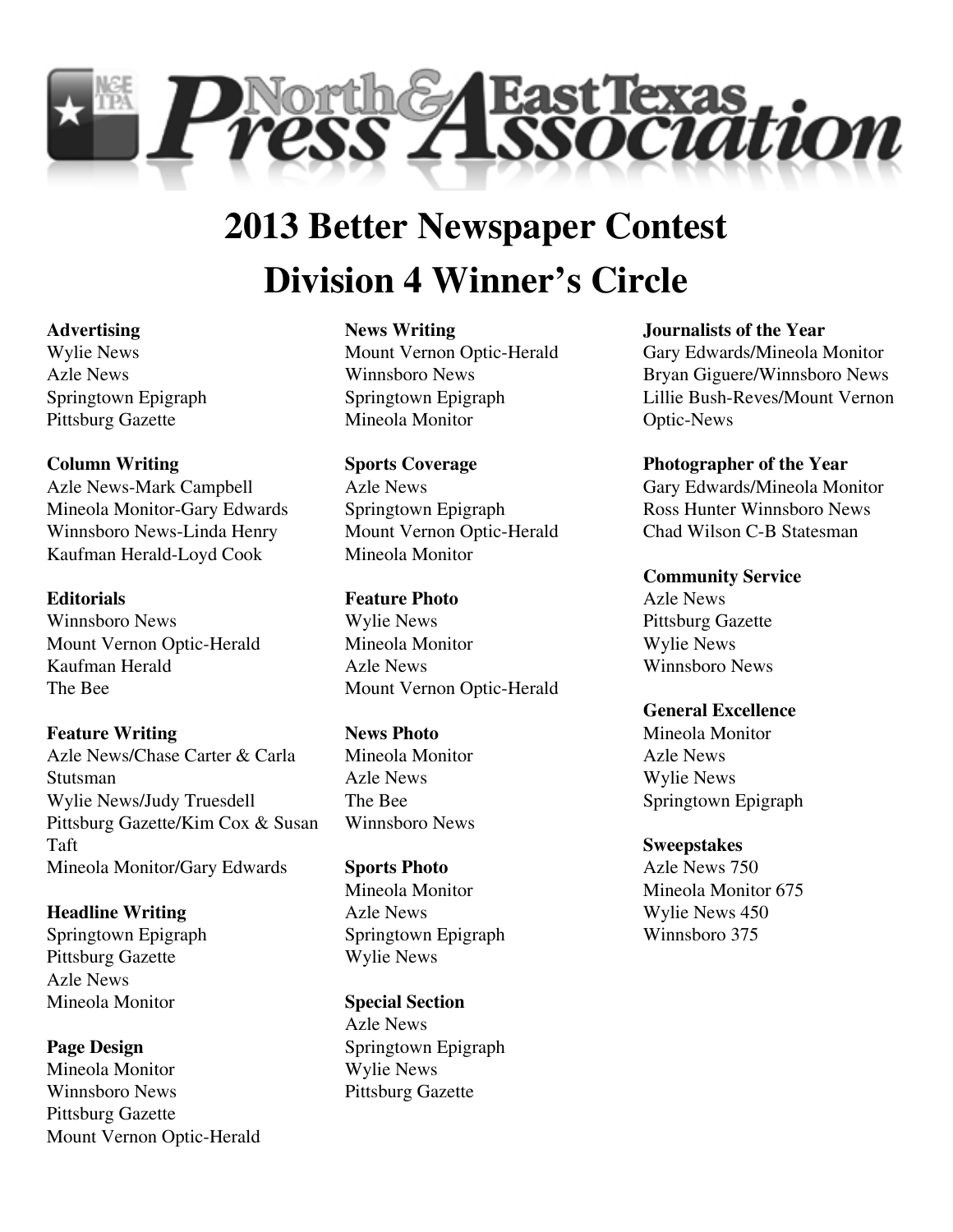North & East Texas Press Association

# 2013 Better Newspaper Contest

# Division 4 Winner's Circle

**Advertising**
Wylie News
Azle News
Springtown Epigraph
Pittsburg Gazette

**Column Writing**
Azle News-Mark Campbell
Mineola Monitor-Gary Edwards
Winnsboro News-Linda Henry
Kaufman Herald-Loyd Cook

**Editorials**
Winnsboro News
Mount Vernon Optic-Herald
Kaufman Herald
The Bee

**Feature Writing**
Azle News/Chase Carter & Carla Stutsman
Wylie News/Judy Truesdell
Pittsburg Gazette/Kim Cox & Susan Taft
Mineola Monitor/Gary Edwards

**Headline Writing**
Springtown Epigraph
Pittsburg Gazette
Azle News
Mineola Monitor

**Page Design**
Mineola Monitor
Winnsboro News
Pittsburg Gazette
Mount Vernon Optic-Herald

**News Writing**
Mount Vernon Optic-Herald
Winnsboro News
Springtown Epigraph
Mineola Monitor

**Sports Coverage**
Azle News
Springtown Epigraph
Mount Vernon Optic-Herald
Mineola Monitor

**Feature Photo**
Wylie News
Mineola Monitor
Azle News
Mount Vernon Optic-Herald

**News Photo**
Mineola Monitor
Azle News
The Bee
Winnsboro News

**Sports Photo**
Mineola Monitor
Azle News
Springtown Epigraph
Wylie News

**Special Section**
Azle News
Springtown Epigraph
Wylie News
Pittsburg Gazette

**Journalists of the Year**
Gary Edwards/Mineola Monitor
Bryan Giguere/Winnsboro News
Lillie Bush-Reves/Mount Vernon Optic-News

**Photographer of the Year**
Gary Edwards/Mineola Monitor
Ross Hunter Winnsboro News
Chad Wilson C-B Statesman

**Community Service**
Azle News
Pittsburg Gazette
Wylie News
Winnsboro News

**General Excellence**
Mineola Monitor
Azle News
Wylie News
Springtown Epigraph

**Sweepstakes**
Azle News 750
Mineola Monitor 675
Wylie News 450
Winnsboro 375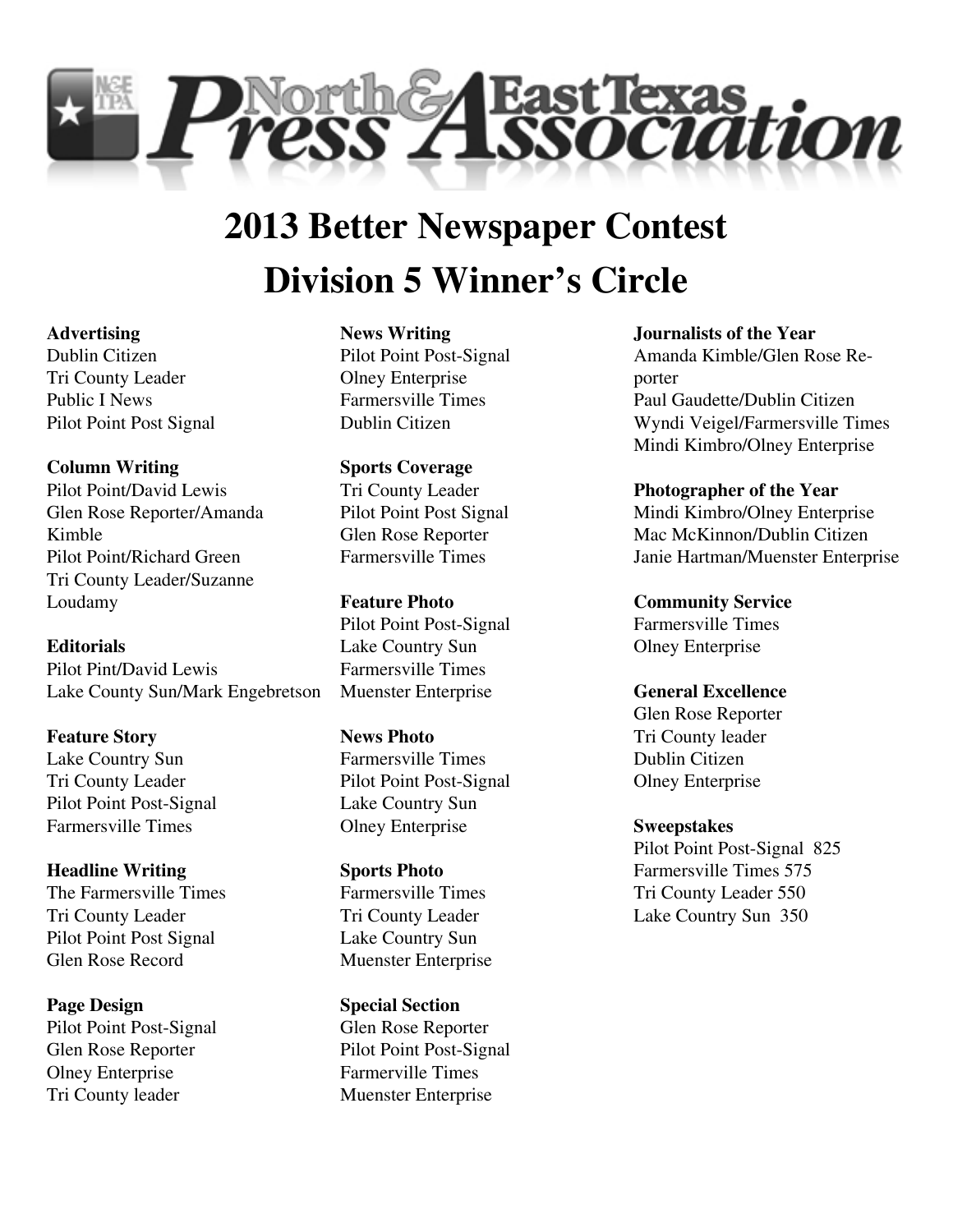North & East Texas Press Association

# 2013 Better Newspaper Contest
# Division 5 Winner's Circle

**Advertising**
Dublin Citizen
Tri County Leader
Public I News
Pilot Point Post Signal

**Column Writing**
Pilot Point/David Lewis
Glen Rose Reporter/Amanda Kimble
Pilot Point/Richard Green
Tri County Leader/Suzanne Loudamy

**Editorials**
Pilot Pint/David Lewis
Lake County Sun/Mark Engebretson

**Feature Story**
Lake Country Sun
Tri County Leader
Pilot Point Post-Signal
Farmersville Times

**Headline Writing**
The Farmersville Times
Tri County Leader
Pilot Point Post Signal
Glen Rose Record

**Page Design**
Pilot Point Post-Signal
Glen Rose Reporter
Olney Enterprise
Tri County leader

**News Writing**
Pilot Point Post-Signal
Olney Enterprise
Farmersville Times
Dublin Citizen

**Sports Coverage**
Tri County Leader
Pilot Point Post Signal
Glen Rose Reporter
Farmersville Times

**Feature Photo**
Pilot Point Post-Signal
Lake Country Sun
Farmersville Times
Muenster Enterprise

**News Photo**
Farmersville Times
Pilot Point Post-Signal
Lake Country Sun
Olney Enterprise

**Sports Photo**
Farmersville Times
Tri County Leader
Lake Country Sun
Muenster Enterprise

**Special Section**
Glen Rose Reporter
Pilot Point Post-Signal
Farmerville Times
Muenster Enterprise

**Journalists of the Year**
Amanda Kimble/Glen Rose Reporter
Paul Gaudette/Dublin Citizen
Wyndi Veigel/Farmersville Times
Mindi Kimbro/Olney Enterprise

**Photographer of the Year**
Mindi Kimbro/Olney Enterprise
Mac McKinnon/Dublin Citizen
Janie Hartman/Muenster Enterprise

**Community Service**
Farmersville Times
Olney Enterprise

**General Excellence**
Glen Rose Reporter
Tri County leader
Dublin Citizen
Olney Enterprise

**Sweepstakes**
Pilot Point Post-Signal 825
Farmersville Times 575
Tri County Leader 550
Lake Country Sun 350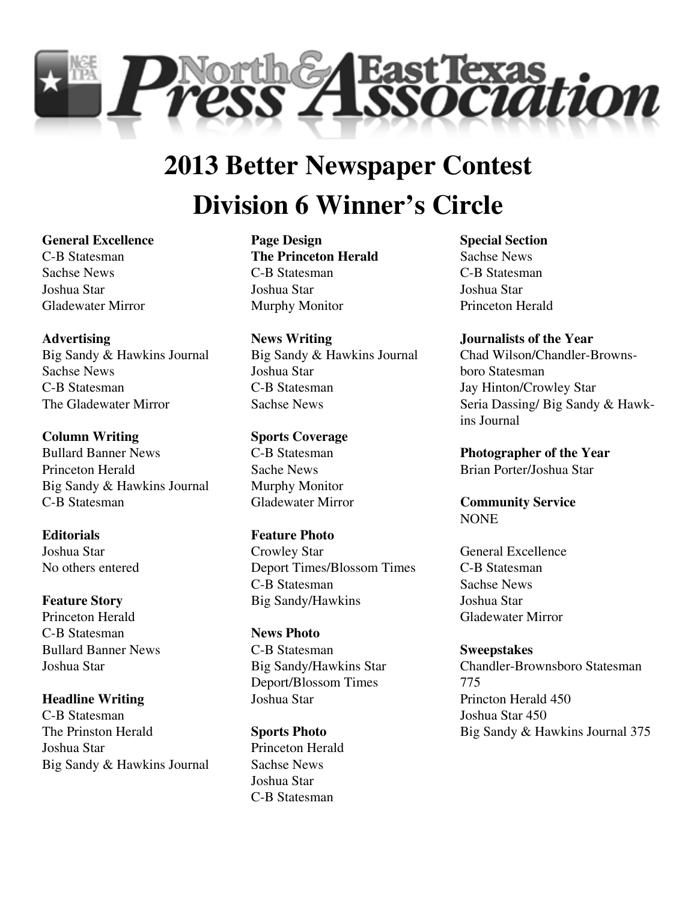North & East Texas Press Association

# 2013 Better Newspaper Contest
# Division 6 Winner's Circle

**General Excellence**
C-B Statesman
Sachse News
Joshua Star
Gladewater Mirror

**Advertising**
Big Sandy & Hawkins Journal
Sachse News
C-B Statesman
The Gladewater Mirror

**Column Writing**
Bullard Banner News
Princeton Herald
Big Sandy & Hawkins Journal
C-B Statesman

**Editorials**
Joshua Star
No others entered

**Feature Story**
Princeton Herald
C-B Statesman
Bullard Banner News
Joshua Star

**Headline Writing**
C-B Statesman
The Prinston Herald
Joshua Star
Big Sandy & Hawkins Journal

**Page Design**
**The Princeton Herald**
C-B Statesman
Joshua Star
Murphy Monitor

**News Writing**
Big Sandy & Hawkins Journal
Joshua Star
C-B Statesman
Sachse News

**Sports Coverage**
C-B Statesman
Sache News
Murphy Monitor
Gladewater Mirror

**Feature Photo**
Crowley Star
Deport Times/Blossom Times
C-B Statesman
Big Sandy/Hawkins

**News Photo**
C-B Statesman
Big Sandy/Hawkins Star
Deport/Blossom Times
Joshua Star

**Sports Photo**
Princeton Herald
Sachse News
Joshua Star
C-B Statesman

**Special Section**
Sachse News
C-B Statesman
Joshua Star
Princeton Herald

**Journalists of the Year**
Chad Wilson/Chandler-Brownsboro Statesman
Jay Hinton/Crowley Star
Seria Dassing/ Big Sandy & Hawkins Journal

**Photographer of the Year**
Brian Porter/Joshua Star

**Community Service**
NONE

General Excellence
C-B Statesman
Sachse News
Joshua Star
Gladewater Mirror

**Sweepstakes**
Chandler-Brownsboro Statesman 775
Princton Herald 450
Joshua Star 450
Big Sandy & Hawkins Journal 375